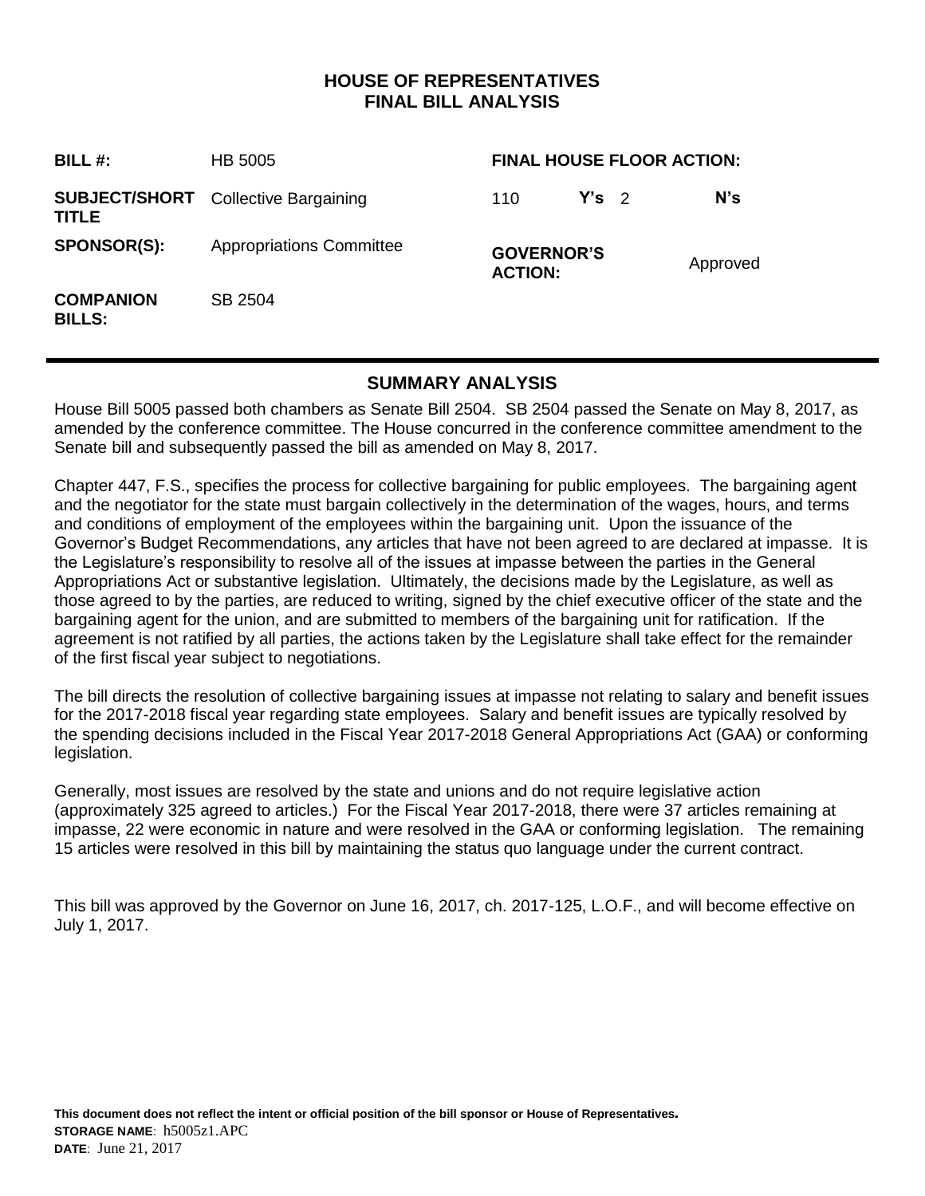# HOUSE OF REPRESENTATIVES
# FINAL BILL ANALYSIS

| | | | | |
|---|---|---|---|---|
| **BILL #:** | HB 5005 | **FINAL HOUSE FLOOR ACTION:** | | |
| **SUBJECT/SHORT TITLE** | Collective Bargaining | 110 **Y's** | 2 | **N's** |
| **SPONSOR(S):** | Appropriations Committee | **GOVERNOR'S ACTION:** | Approved | |
| **COMPANION BILLS:** | SB 2504 | | | |

## SUMMARY ANALYSIS

House Bill 5005 passed both chambers as Senate Bill 2504. SB 2504 passed the Senate on May 8, 2017, as amended by the conference committee. The House concurred in the conference committee amendment to the Senate bill and subsequently passed the bill as amended on May 8, 2017.

Chapter 447, F.S., specifies the process for collective bargaining for public employees. The bargaining agent and the negotiator for the state must bargain collectively in the determination of the wages, hours, and terms and conditions of employment of the employees within the bargaining unit. Upon the issuance of the Governor's Budget Recommendations, any articles that have not been agreed to are declared at impasse. It is the Legislature's responsibility to resolve all of the issues at impasse between the parties in the General Appropriations Act or substantive legislation. Ultimately, the decisions made by the Legislature, as well as those agreed to by the parties, are reduced to writing, signed by the chief executive officer of the state and the bargaining agent for the union, and are submitted to members of the bargaining unit for ratification. If the agreement is not ratified by all parties, the actions taken by the Legislature shall take effect for the remainder of the first fiscal year subject to negotiations.

The bill directs the resolution of collective bargaining issues at impasse not relating to salary and benefit issues for the 2017-2018 fiscal year regarding state employees. Salary and benefit issues are typically resolved by the spending decisions included in the Fiscal Year 2017-2018 General Appropriations Act (GAA) or conforming legislation.

Generally, most issues are resolved by the state and unions and do not require legislative action (approximately 325 agreed to articles.) For the Fiscal Year 2017-2018, there were 37 articles remaining at impasse, 22 were economic in nature and were resolved in the GAA or conforming legislation. The remaining 15 articles were resolved in this bill by maintaining the status quo language under the current contract.

This bill was approved by the Governor on June 16, 2017, ch. 2017-125, L.O.F., and will become effective on July 1, 2017.

**This document does not reflect the intent or official position of the bill sponsor or House of Representatives.**
**STORAGE NAME**: h5005z1.APC
**DATE**: June 21, 2017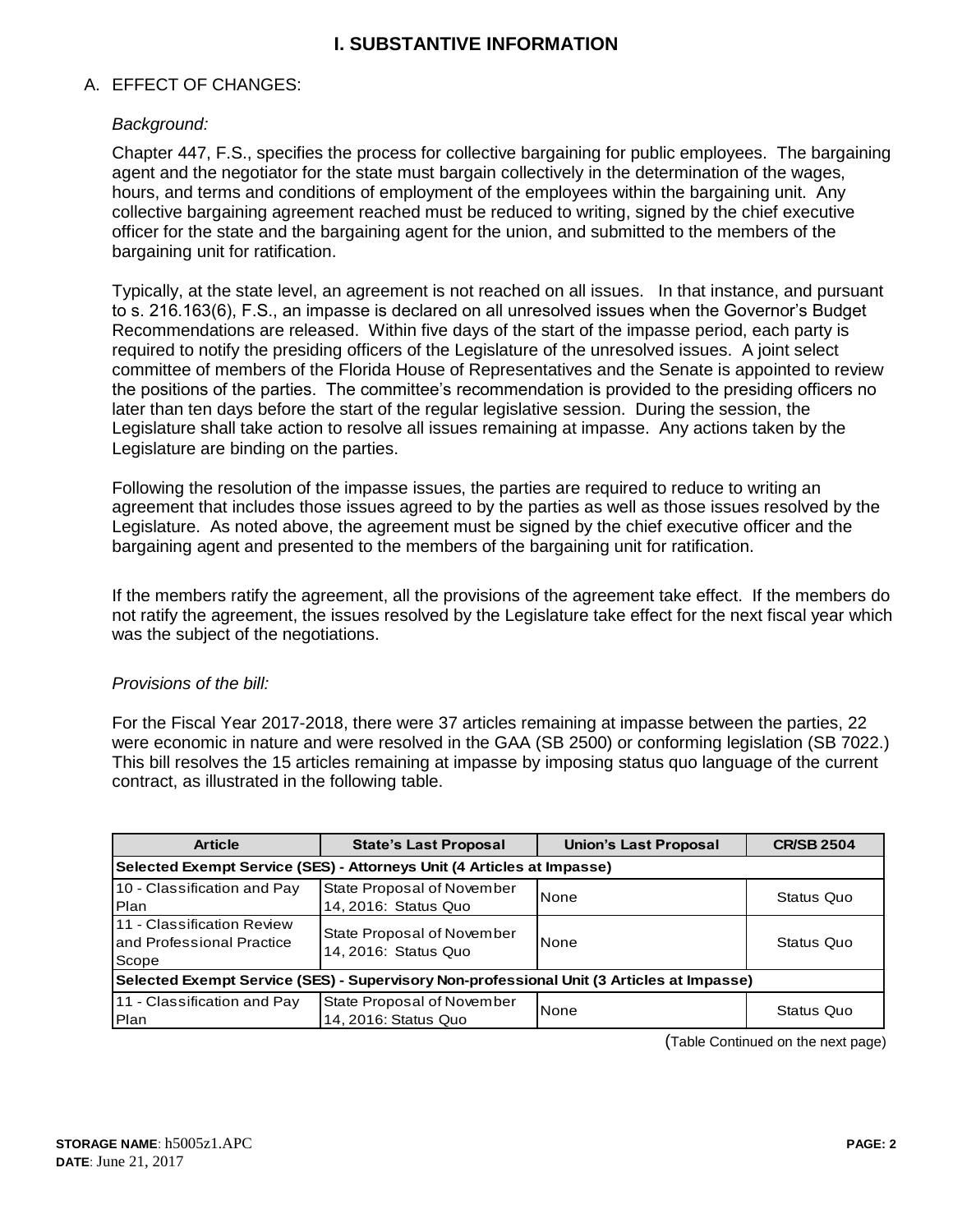# I. SUBSTANTIVE INFORMATION

## A. EFFECT OF CHANGES:

*Background:*

Chapter 447, F.S., specifies the process for collective bargaining for public employees. The bargaining agent and the negotiator for the state must bargain collectively in the determination of the wages, hours, and terms and conditions of employment of the employees within the bargaining unit. Any collective bargaining agreement reached must be reduced to writing, signed by the chief executive officer for the state and the bargaining agent for the union, and submitted to the members of the bargaining unit for ratification.

Typically, at the state level, an agreement is not reached on all issues. In that instance, and pursuant to s. 216.163(6), F.S., an impasse is declared on all unresolved issues when the Governor's Budget Recommendations are released. Within five days of the start of the impasse period, each party is required to notify the presiding officers of the Legislature of the unresolved issues. A joint select committee of members of the Florida House of Representatives and the Senate is appointed to review the positions of the parties. The committee's recommendation is provided to the presiding officers no later than ten days before the start of the regular legislative session. During the session, the Legislature shall take action to resolve all issues remaining at impasse. Any actions taken by the Legislature are binding on the parties.

Following the resolution of the impasse issues, the parties are required to reduce to writing an agreement that includes those issues agreed to by the parties as well as those issues resolved by the Legislature. As noted above, the agreement must be signed by the chief executive officer and the bargaining agent and presented to the members of the bargaining unit for ratification.

If the members ratify the agreement, all the provisions of the agreement take effect. If the members do not ratify the agreement, the issues resolved by the Legislature take effect for the next fiscal year which was the subject of the negotiations.

*Provisions of the bill:*

For the Fiscal Year 2017-2018, there were 37 articles remaining at impasse between the parties, 22 were economic in nature and were resolved in the GAA (SB 2500) or conforming legislation (SB 7022.) This bill resolves the 15 articles remaining at impasse by imposing status quo language of the current contract, as illustrated in the following table.

| Article | State's Last Proposal | Union's Last Proposal | CR/SB 2504 |
|---|---|---|---|
| **Selected Exempt Service (SES) - Attorneys Unit (4 Articles at Impasse)** | | | |
| 10 - Classification and Pay Plan | State Proposal of November 14, 2016: Status Quo | None | Status Quo |
| 11 - Classification Review and Professional Practice Scope | State Proposal of November 14, 2016: Status Quo | None | Status Quo |
| **Selected Exempt Service (SES) - Supervisory Non-professional Unit (3 Articles at Impasse)** | | | |
| 11 - Classification and Pay Plan | State Proposal of November 14, 2016: Status Quo | None | Status Quo |

(Table Continued on the next page)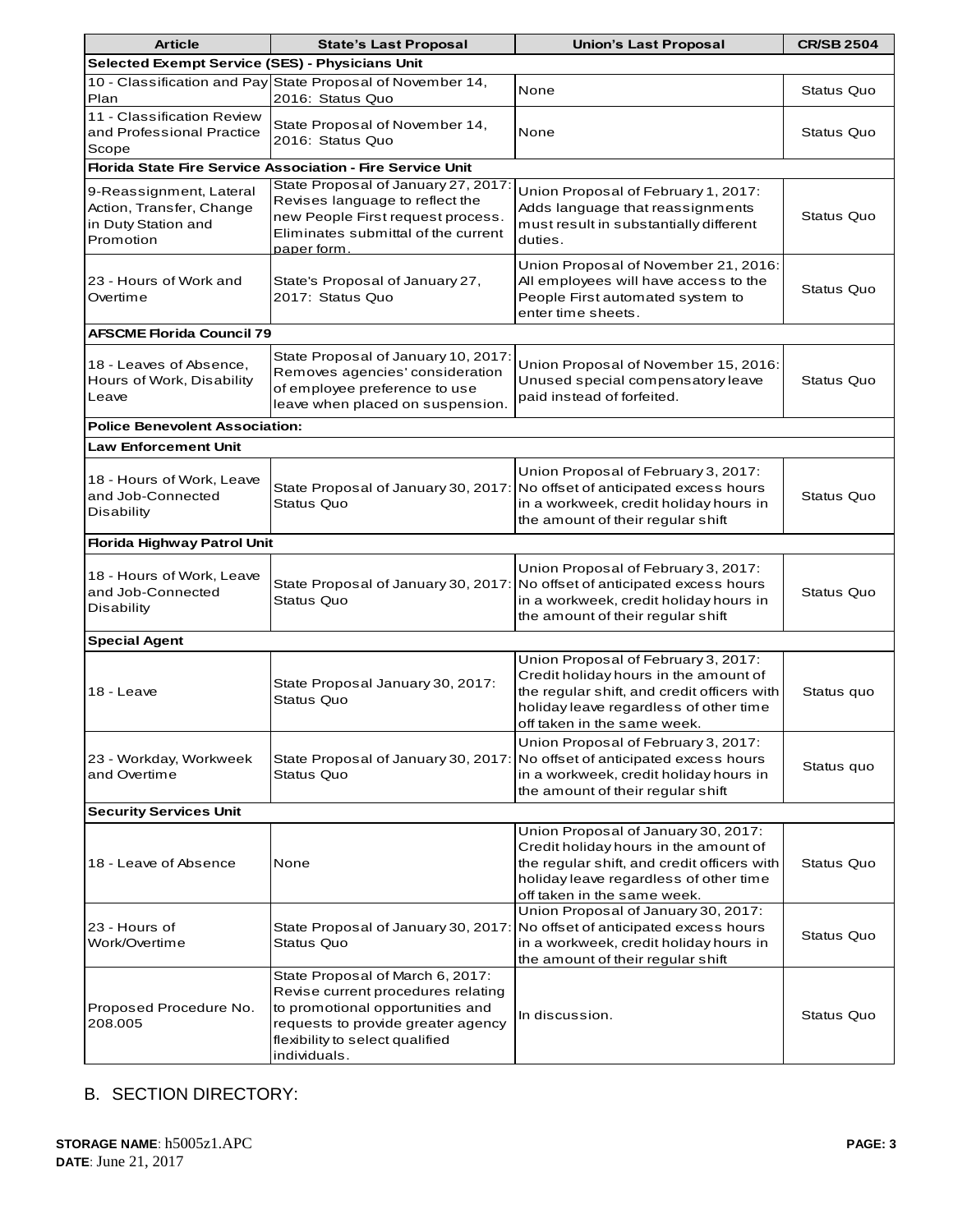| Article | State's Last Proposal | Union's Last Proposal | CR/SB 2504 |
|---|---|---|---|
| **Selected Exempt Service (SES) - Physicians Unit** | | | |
| 10 - Classification and Pay Plan | State Proposal of November 14, 2016: Status Quo | None | Status Quo |
| 11 - Classification Review and Professional Practice Scope | State Proposal of November 14, 2016: Status Quo | None | Status Quo |
| **Florida State Fire Service Association - Fire Service Unit** | | | |
| 9-Reassignment, Lateral Action, Transfer, Change in Duty Station and Promotion | State Proposal of January 27, 2017: Revises language to reflect the new People First request process. Eliminates submittal of the current paper form. | Union Proposal of February 1, 2017: Adds language that reassignments must result in substantially different duties. | Status Quo |
| 23 - Hours of Work and Overtime | State's Proposal of January 27, 2017: Status Quo | Union Proposal of November 21, 2016: All employees will have access to the People First automated system to enter time sheets. | Status Quo |
| **AFSCME Florida Council 79** | | | |
| 18 - Leaves of Absence, Hours of Work, Disability Leave | State Proposal of January 10, 2017: Removes agencies' consideration of employee preference to use leave when placed on suspension. | Union Proposal of November 15, 2016: Unused special compensatory leave paid instead of forfeited. | Status Quo |
| **Police Benevolent Association:** | | | |
| **Law Enforcement Unit** | | | |
| 18 - Hours of Work, Leave and Job-Connected Disability | State Proposal of January 30, 2017: Status Quo | Union Proposal of February 3, 2017: No offset of anticipated excess hours in a workweek, credit holiday hours in the amount of their regular shift | Status Quo |
| **Florida Highway Patrol Unit** | | | |
| 18 - Hours of Work, Leave and Job-Connected Disability | State Proposal of January 30, 2017: Status Quo | Union Proposal of February 3, 2017: No offset of anticipated excess hours in a workweek, credit holiday hours in the amount of their regular shift | Status Quo |
| **Special Agent** | | | |
| 18 - Leave | State Proposal January 30, 2017: Status Quo | Union Proposal of February 3, 2017: Credit holiday hours in the amount of the regular shift, and credit officers with holiday leave regardless of other time off taken in the same week. | Status quo |
| 23 - Workday, Workweek and Overtime | State Proposal of January 30, 2017: Status Quo | Union Proposal of February 3, 2017: No offset of anticipated excess hours in a workweek, credit holiday hours in the amount of their regular shift | Status quo |
| **Security Services Unit** | | | |
| 18 - Leave of Absence | None | Union Proposal of January 30, 2017: Credit holiday hours in the amount of the regular shift, and credit officers with holiday leave regardless of other time off taken in the same week. | Status Quo |
| 23 - Hours of Work/Overtime | State Proposal of January 30, 2017: Status Quo | Union Proposal of January 30, 2017: No offset of anticipated excess hours in a workweek, credit holiday hours in the amount of their regular shift | Status Quo |
| Proposed Procedure No. 208.005 | State Proposal of March 6, 2017: Revise current procedures relating to promotional opportunities and requests to provide greater agency flexibility to select qualified individuals. | In discussion. | Status Quo |

B. SECTION DIRECTORY: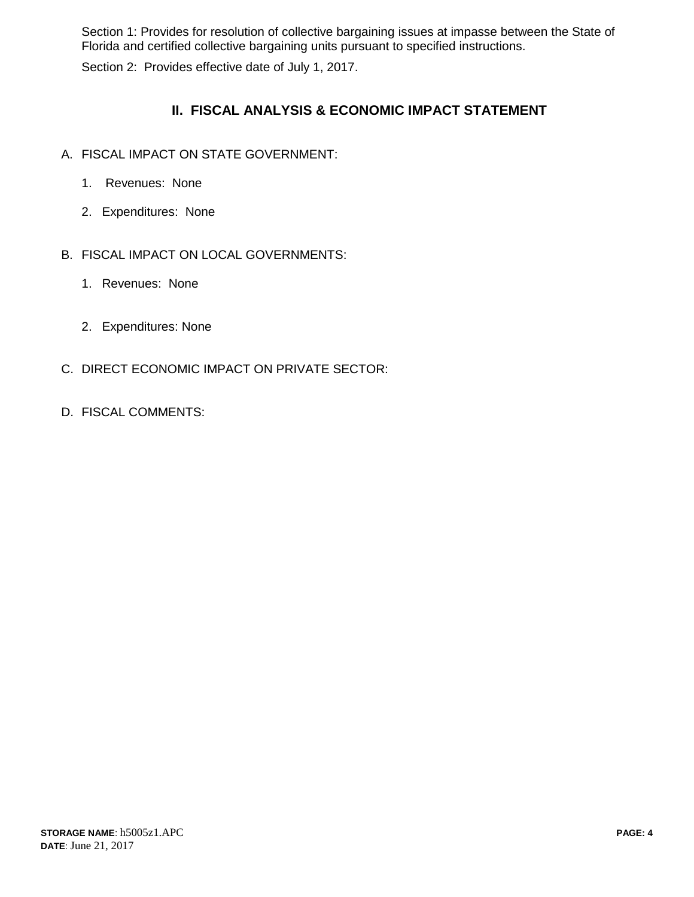Section 1: Provides for resolution of collective bargaining issues at impasse between the State of Florida and certified collective bargaining units pursuant to specified instructions.

Section 2: Provides effective date of July 1, 2017.

## II. FISCAL ANALYSIS & ECONOMIC IMPACT STATEMENT

A. FISCAL IMPACT ON STATE GOVERNMENT:

1. Revenues: None

2. Expenditures: None

B. FISCAL IMPACT ON LOCAL GOVERNMENTS:

1. Revenues: None

2. Expenditures: None

C. DIRECT ECONOMIC IMPACT ON PRIVATE SECTOR:

D. FISCAL COMMENTS: